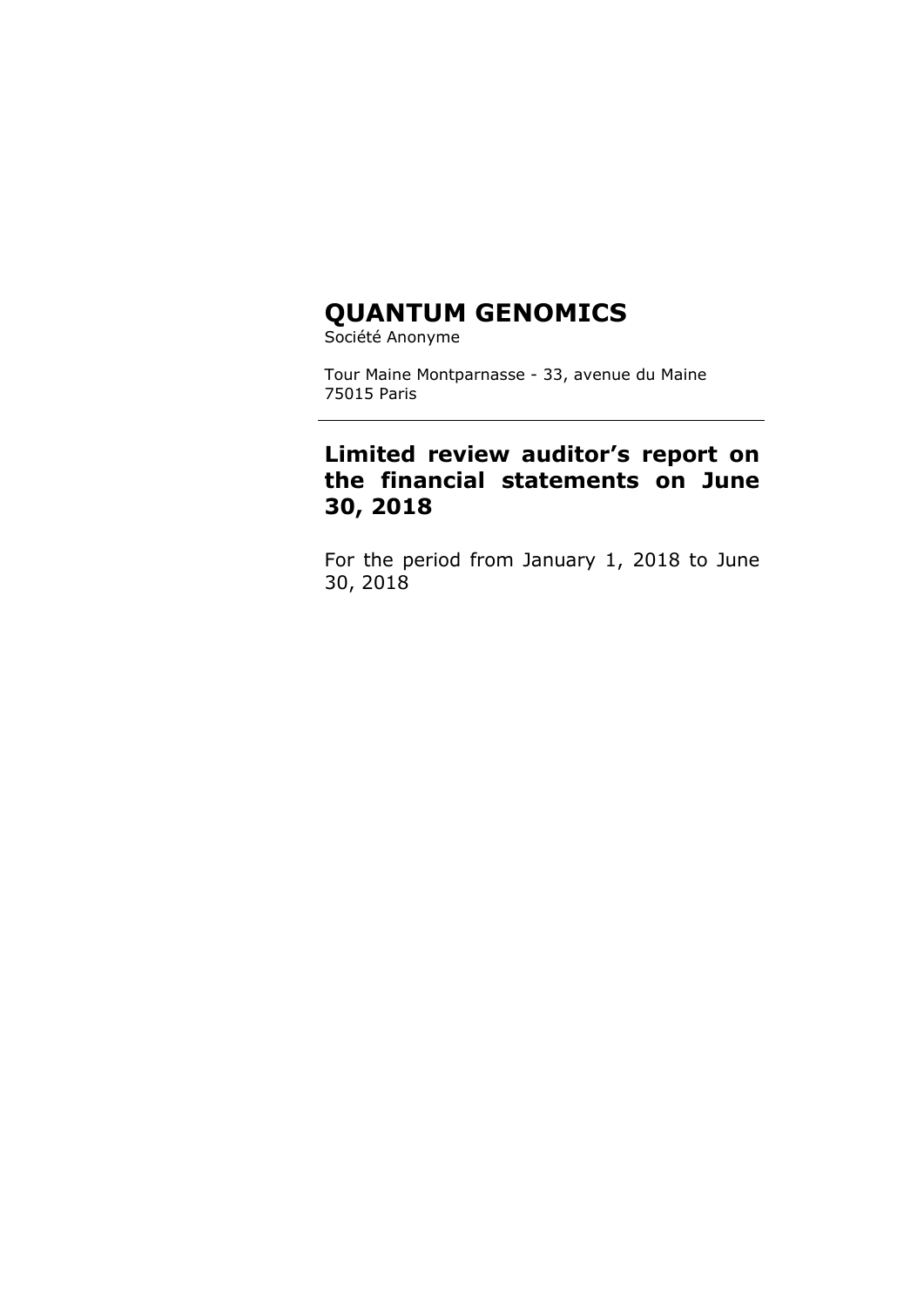# QUANTUM GENOMICS

Société Anonyme

Tour Maine Montparnasse - 33, avenue du Maine
75015 Paris

---

## Limited review auditor's report on the financial statements on June 30, 2018

For the period from January 1, 2018 to June 30, 2018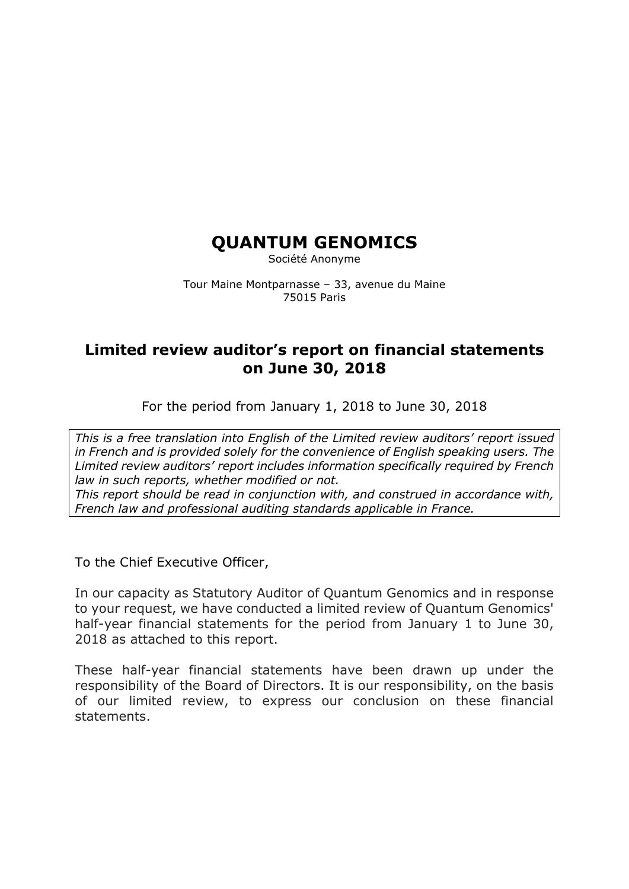# QUANTUM GENOMICS

Société Anonyme

Tour Maine Montparnasse – 33, avenue du Maine
75015 Paris

## Limited review auditor's report on financial statements on June 30, 2018

For the period from January 1, 2018 to June 30, 2018

*This is a free translation into English of the Limited review auditors' report issued in French and is provided solely for the convenience of English speaking users. The Limited review auditors' report includes information specifically required by French law in such reports, whether modified or not.*
*This report should be read in conjunction with, and construed in accordance with, French law and professional auditing standards applicable in France.*

To the Chief Executive Officer,

In our capacity as Statutory Auditor of Quantum Genomics and in response to your request, we have conducted a limited review of Quantum Genomics' half-year financial statements for the period from January 1 to June 30, 2018 as attached to this report.

These half-year financial statements have been drawn up under the responsibility of the Board of Directors. It is our responsibility, on the basis of our limited review, to express our conclusion on these financial statements.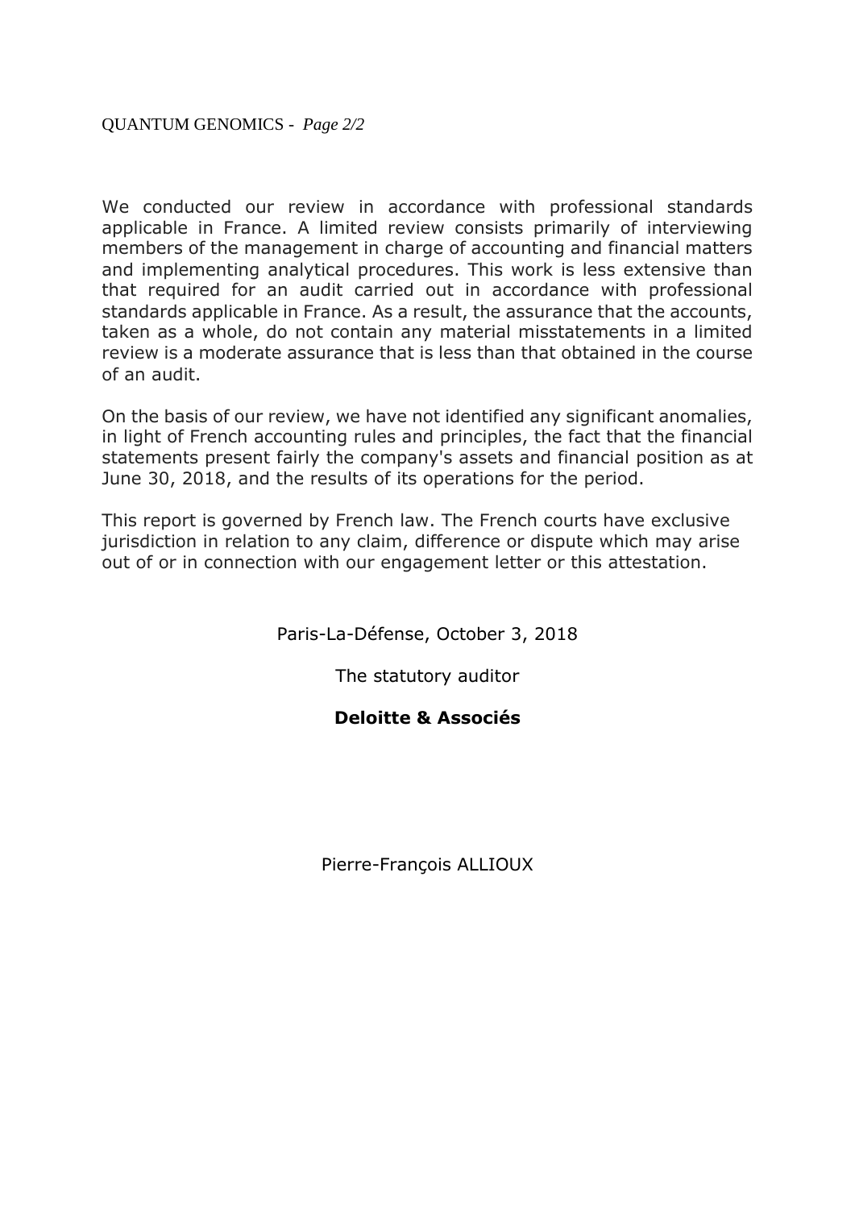We conducted our review in accordance with professional standards applicable in France. A limited review consists primarily of interviewing members of the management in charge of accounting and financial matters and implementing analytical procedures. This work is less extensive than that required for an audit carried out in accordance with professional standards applicable in France. As a result, the assurance that the accounts, taken as a whole, do not contain any material misstatements in a limited review is a moderate assurance that is less than that obtained in the course of an audit.

On the basis of our review, we have not identified any significant anomalies, in light of French accounting rules and principles, the fact that the financial statements present fairly the company's assets and financial position as at June 30, 2018, and the results of its operations for the period.

This report is governed by French law. The French courts have exclusive jurisdiction in relation to any claim, difference or dispute which may arise out of or in connection with our engagement letter or this attestation.

Paris-La-Défense, October 3, 2018

The statutory auditor

**Deloitte & Associés**

Pierre-François ALLIOUX